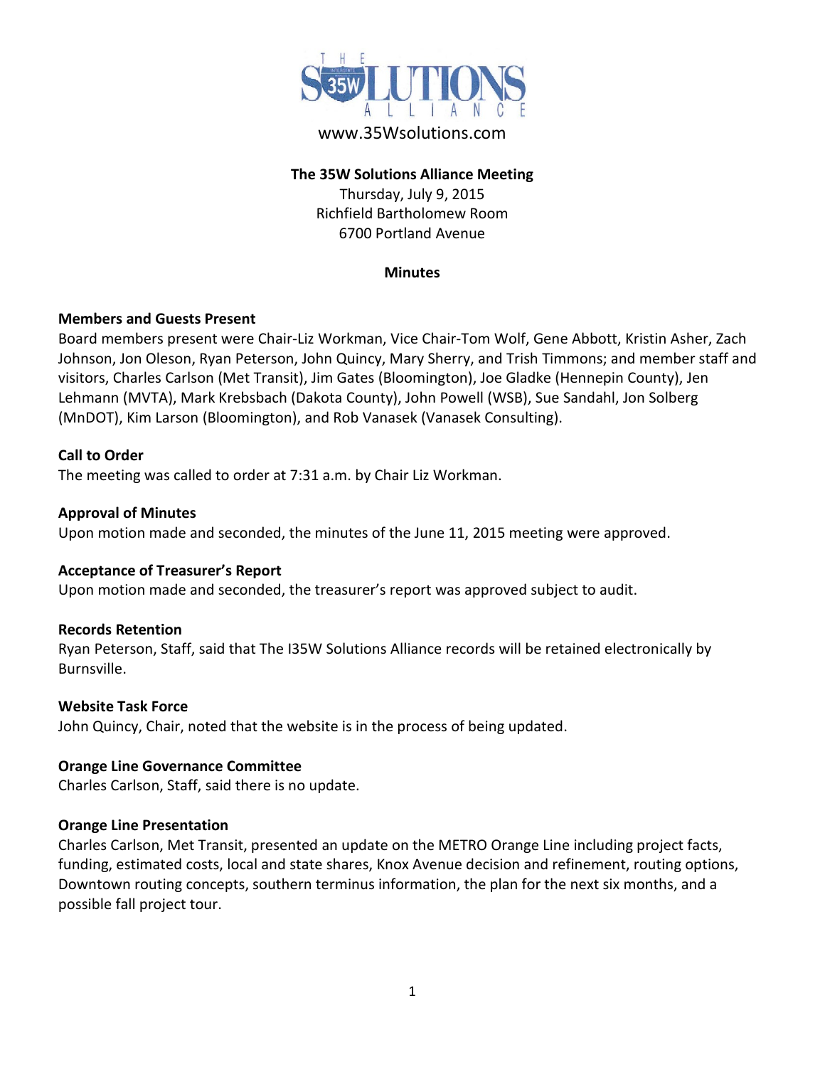www.35Wsolutions.com

**The 35W Solutions Alliance Meeting**

Thursday, July 9, 2015
Richfield Bartholomew Room
6700 Portland Avenue

**Minutes**

**Members and Guests Present**

Board members present were Chair-Liz Workman, Vice Chair-Tom Wolf, Gene Abbott, Kristin Asher, Zach Johnson, Jon Oleson, Ryan Peterson, John Quincy, Mary Sherry, and Trish Timmons; and member staff and visitors, Charles Carlson (Met Transit), Jim Gates (Bloomington), Joe Gladke (Hennepin County), Jen Lehmann (MVTA), Mark Krebsbach (Dakota County), John Powell (WSB), Sue Sandahl, Jon Solberg (MnDOT), Kim Larson (Bloomington), and Rob Vanasek (Vanasek Consulting).

**Call to Order**

The meeting was called to order at 7:31 a.m. by Chair Liz Workman.

**Approval of Minutes**

Upon motion made and seconded, the minutes of the June 11, 2015 meeting were approved.

**Acceptance of Treasurer's Report**

Upon motion made and seconded, the treasurer's report was approved subject to audit.

**Records Retention**

Ryan Peterson, Staff, said that The I35W Solutions Alliance records will be retained electronically by Burnsville.

**Website Task Force**

John Quincy, Chair, noted that the website is in the process of being updated.

**Orange Line Governance Committee**

Charles Carlson, Staff, said there is no update.

**Orange Line Presentation**

Charles Carlson, Met Transit, presented an update on the METRO Orange Line including project facts, funding, estimated costs, local and state shares, Knox Avenue decision and refinement, routing options, Downtown routing concepts, southern terminus information, the plan for the next six months, and a possible fall project tour.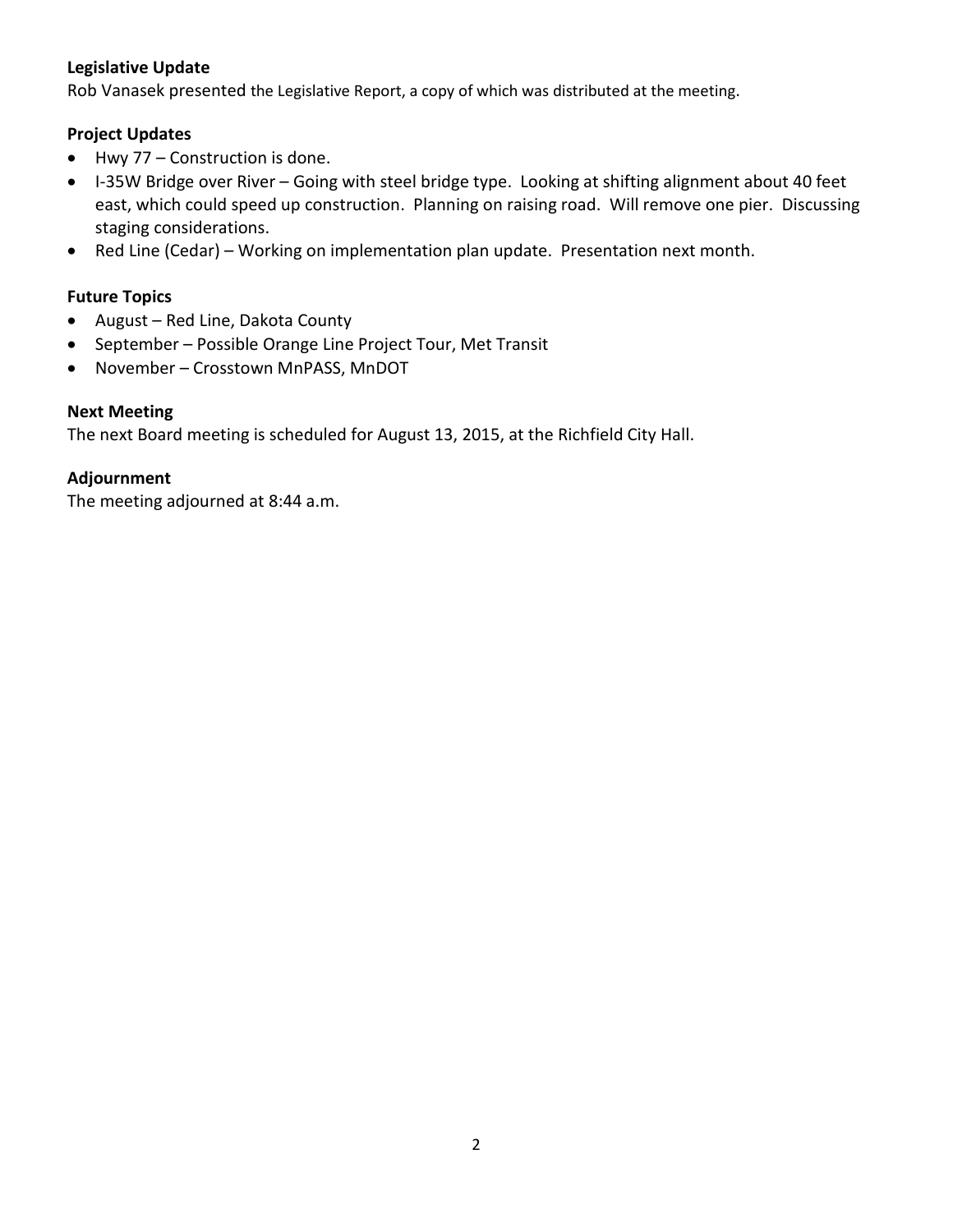**Legislative Update**

Rob Vanasek presented the Legislative Report, a copy of which was distributed at the meeting.

**Project Updates**

- Hwy 77 – Construction is done.
- I-35W Bridge over River – Going with steel bridge type. Looking at shifting alignment about 40 feet east, which could speed up construction. Planning on raising road. Will remove one pier. Discussing staging considerations.
- Red Line (Cedar) – Working on implementation plan update. Presentation next month.

**Future Topics**

- August – Red Line, Dakota County
- September – Possible Orange Line Project Tour, Met Transit
- November – Crosstown MnPASS, MnDOT

**Next Meeting**

The next Board meeting is scheduled for August 13, 2015, at the Richfield City Hall.

**Adjournment**

The meeting adjourned at 8:44 a.m.